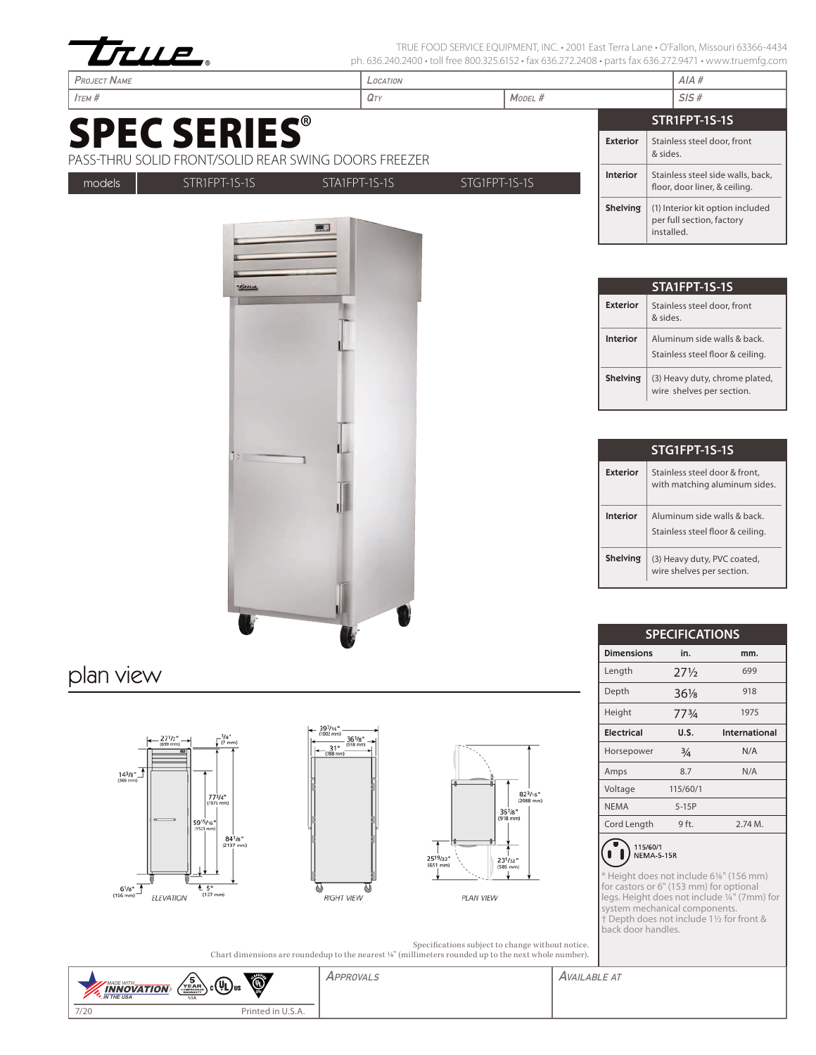TRUE FOOD SERVICE EQUIPMENT, INC. • 2001 East Terra Lane • O'Fallon, Missouri 63366-4434
ph. 636.240.2400 • toll free 800.325.6152 • fax 636.272.2408 • parts fax 636.272.9471 • www.truemfg.com

| *Project Name* | *Location* | | *AIA #* |
|---|---|---|---|
| *Item #* | *Qty* | *Model #* | *SIS #* |

# SPEC SERIES®

PASS-THRU SOLID FRONT/SOLID REAR SWING DOORS FREEZER

models: STR1FPT-1S-1S | STA1FPT-1S-1S | STG1FPT-1S-1S

| STR1FPT-1S-1S | |
|---|---|
| **Exterior** | Stainless steel door, front & sides. |
| **Interior** | Stainless steel side walls, back, floor, door liner, & ceiling. |
| **Shelving** | (1) Interior kit option included per full section, factory installed. |

| STA1FPT-1S-1S | |
|---|---|
| **Exterior** | Stainless steel door, front & sides. |
| **Interior** | Aluminum side walls & back. Stainless steel floor & ceiling. |
| **Shelving** | (3) Heavy duty, chrome plated, wire shelves per section. |

| STG1FPT-1S-1S | |
|---|---|
| **Exterior** | Stainless steel door & front, with matching aluminum sides. |
| **Interior** | Aluminum side walls & back. Stainless steel floor & ceiling. |
| **Shelving** | (3) Heavy duty, PVC coated, wire shelves per section. |

## plan view

ELEVATION: 27½" (699 mm); ¼" (7 mm); 14⅜" (366 mm); 77¾" (1975 mm); 59¹⁵⁄₁₆" (1523 mm); 84⅛" (2137 mm); 6⅛" (156 mm); 5" (127 mm)

RIGHT VIEW: 39⁷⁄₁₆" (1002 mm); 36⅛" (918 mm); 31" (788 mm)

PLAN VIEW: 82³⁄₁₆" (2088 mm); 36⅛" (918 mm); 25¹⁹⁄₃₂" (651 mm); 23¹⁄₃₂" (585 mm)

| SPECIFICATIONS | | |
|---|---|---|
| **Dimensions** | **in.** | **mm.** |
| Length | 27½ | 699 |
| Depth | 36⅛ | 918 |
| Height | 77¾ | 1975 |
| **Electrical** | **U.S.** | **International** |
| Horsepower | ¾ | N/A |
| Amps | 8.7 | N/A |
| Voltage | 115/60/1 | |
| NEMA | 5-15P | |
| Cord Length | 9 ft. | 2.74 M. |

115/60/1
NEMA-5-15R

* Height does not include 6⅛" (156 mm) for castors or 6" (153 mm) for optional legs. Height does not include ¼" (7mm) for system mechanical components.
† Depth does not include 1½ for front & back door handles.

Specifications subject to change without notice.
Chart dimensions are roundedup to the nearest ⅛" (millimeters rounded up to the next whole number).

MADE WITH INNOVATION IN THE USA | 5 YEAR COMPRESSOR WARRANTY USA | c UL us

| 7/20 Printed in U.S.A. | *Approvals* | *Available at* |
|---|---|---|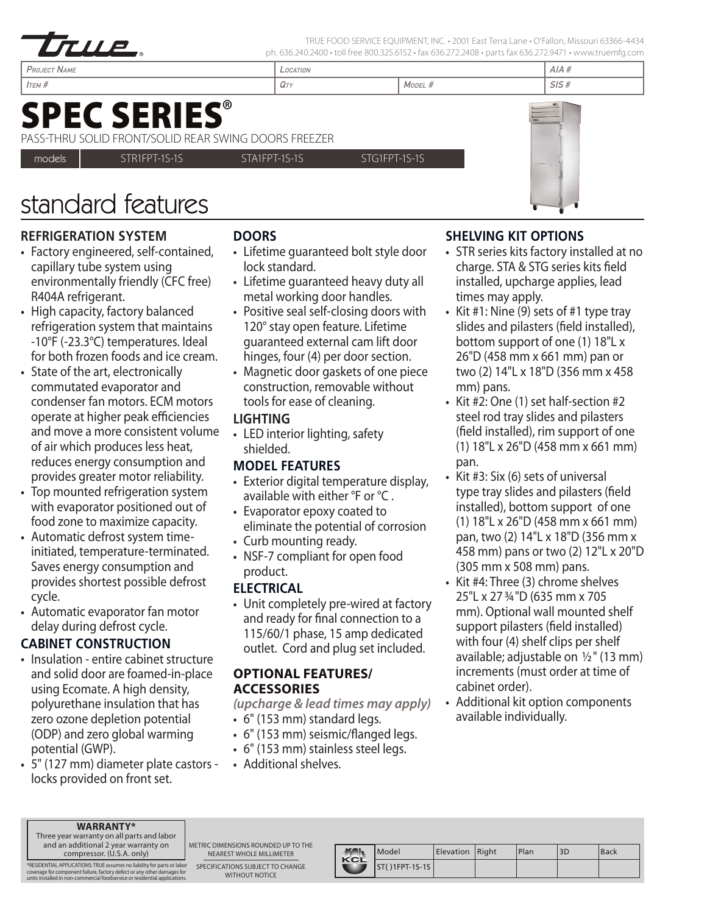TRUE FOOD SERVICE EQUIPMENT, INC. • 2001 East Terra Lane • O'Fallon, Missouri 63366-4434
ph. 636.240.2400 • toll free 800.325.6152 • fax 636.272.2408 • parts fax 636.272.9471 • www.truemfg.com

| Project Name | Location | | AIA # |
|---|---|---|---|
| Item # | Qty | Model # | SIS # |

# SPEC SERIES®

PASS-THRU SOLID FRONT/SOLID REAR SWING DOORS FREEZER

| models | STR1FPT-1S-1S | STA1FPT-1S-1S | STG1FPT-1S-1S |
|---|---|---|---|

## standard features

### REFRIGERATION SYSTEM

- Factory engineered, self-contained, capillary tube system using environmentally friendly (CFC free) R404A refrigerant.
- High capacity, factory balanced refrigeration system that maintains -10°F (-23.3°C) temperatures. Ideal for both frozen foods and ice cream.
- State of the art, electronically commutated evaporator and condenser fan motors. ECM motors operate at higher peak efficiencies and move a more consistent volume of air which produces less heat, reduces energy consumption and provides greater motor reliability.
- Top mounted refrigeration system with evaporator positioned out of food zone to maximize capacity.
- Automatic defrost system time-initiated, temperature-terminated. Saves energy consumption and provides shortest possible defrost cycle.
- Automatic evaporator fan motor delay during defrost cycle.

### CABINET CONSTRUCTION

- Insulation - entire cabinet structure and solid door are foamed-in-place using Ecomate. A high density, polyurethane insulation that has zero ozone depletion potential (ODP) and zero global warming potential (GWP).
- 5" (127 mm) diameter plate castors - locks provided on front set.

### DOORS

- Lifetime guaranteed bolt style door lock standard.
- Lifetime guaranteed heavy duty all metal working door handles.
- Positive seal self-closing doors with 120° stay open feature. Lifetime guaranteed external cam lift door hinges, four (4) per door section.
- Magnetic door gaskets of one piece construction, removable without tools for ease of cleaning.

### LIGHTING

- LED interior lighting, safety shielded.

### MODEL FEATURES

- Exterior digital temperature display, available with either °F or °C .
- Evaporator epoxy coated to eliminate the potential of corrosion
- Curb mounting ready.
- NSF-7 compliant for open food product.

### ELECTRICAL

- Unit completely pre-wired at factory and ready for final connection to a 115/60/1 phase, 15 amp dedicated outlet. Cord and plug set included.

### OPTIONAL FEATURES/ ACCESSORIES

*(upcharge & lead times may apply)*

- 6" (153 mm) standard legs.
- 6" (153 mm) seismic/flanged legs.
- 6" (153 mm) stainless steel legs.
- Additional shelves.

### SHELVING KIT OPTIONS

- STR series kits factory installed at no charge. STA & STG series kits field installed, upcharge applies, lead times may apply.
- Kit #1: Nine (9) sets of #1 type tray slides and pilasters (field installed), bottom support of one (1) 18"L x 26"D (458 mm x 661 mm) pan or two (2) 14"L x 18"D (356 mm x 458 mm) pans.
- Kit #2: One (1) set half-section #2 steel rod tray slides and pilasters (field installed), rim support of one (1) 18"L x 26"D (458 mm x 661 mm) pan.
- Kit #3: Six (6) sets of universal type tray slides and pilasters (field installed), bottom support of one (1) 18"L x 26"D (458 mm x 661 mm) pan, two (2) 14"L x 18"D (356 mm x 458 mm) pans or two (2) 12"L x 20"D (305 mm x 508 mm) pans.
- Kit #4: Three (3) chrome shelves 25"L x 27 ¾"D (635 mm x 705 mm). Optional wall mounted shelf support pilasters (field installed) with four (4) shelf clips per shelf available; adjustable on ½" (13 mm) increments (must order at time of cabinet order).
- Additional kit option components available individually.

**WARRANTY***
Three year warranty on all parts and labor and an additional 2 year warranty on compressor. (U.S.A. only)

*RESIDENTIAL APPLICATIONS: TRUE assumes no liability for parts or labor coverage for component failure, factory defect or any other damages for units installed in non-commercial foodservice or residential applications.

METRIC DIMENSIONS ROUNDED UP TO THE NEAREST WHOLE MILLIMETER

SPECIFICATIONS SUBJECT TO CHANGE WITHOUT NOTICE

| Model | Elevation | Right | Plan | 3D | Back |
|---|---|---|---|---|---|
| ST( )1FPT-1S-1S | | | | | |